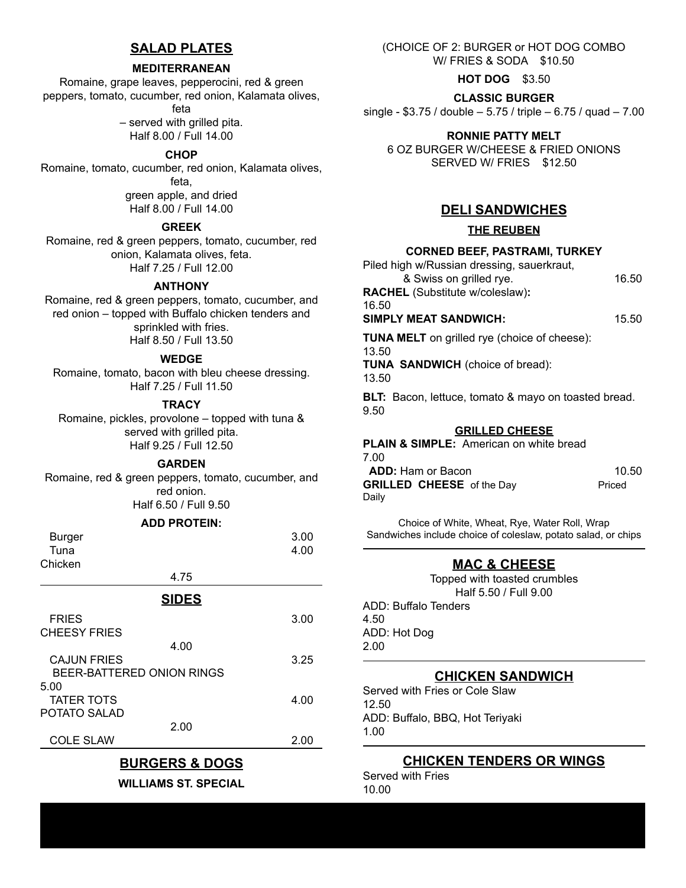## SALAD PLATES

### MEDITERRANEAN

Romaine, grape leaves, pepperocini, red & green peppers, tomato, cucumber, red onion, Kalamata olives, feta
– served with grilled pita.
Half 8.00 / Full 14.00

### CHOP

Romaine, tomato, cucumber, red onion, Kalamata olives, feta,
green apple, and dried
Half 8.00 / Full 14.00

### GREEK

Romaine, red & green peppers, tomato, cucumber, red onion, Kalamata olives, feta.
Half 7.25 / Full 12.00

### ANTHONY

Romaine, red & green peppers, tomato, cucumber, and red onion – topped with Buffalo chicken tenders and sprinkled with fries.
Half 8.50 / Full 13.50

### WEDGE

Romaine, tomato, bacon with bleu cheese dressing.
Half 7.25 / Full 11.50

### TRACY

Romaine, pickles, provolone – topped with tuna & served with grilled pita.
Half 9.25 / Full 12.50

### GARDEN

Romaine, red & green peppers, tomato, cucumber, and red onion.
Half 6.50 / Full 9.50

### ADD PROTEIN:

| Item | Price |
|---|---|
| Burger | 3.00 |
| Tuna | 4.00 |
| Chicken | 4.75 |

## SIDES

| Item | Price |
|---|---|
| FRIES | 3.00 |
| CHEESY FRIES | 4.00 |
| CAJUN FRIES | 3.25 |
| BEER-BATTERED ONION RINGS | 5.00 |
| TATER TOTS | 4.00 |
| POTATO SALAD | 2.00 |
| COLE SLAW | 2.00 |

## BURGERS & DOGS

### WILLIAMS ST. SPECIAL

(CHOICE OF 2: BURGER or HOT DOG COMBO W/ FRIES & SODA $10.50

**HOT DOG** $3.50

### CLASSIC BURGER

single - $3.75 / double – 5.75 / triple – 6.75 / quad – 7.00

### RONNIE PATTY MELT

6 OZ BURGER W/CHEESE & FRIED ONIONS SERVED W/ FRIES $12.50

## DELI SANDWICHES

### THE REUBEN

**CORNED BEEF, PASTRAMI, TURKEY**

Piled high w/Russian dressing, sauerkraut, & Swiss on grilled rye. 16.50

**RACHEL** (Substitute w/coleslaw)**:** 16.50

**SIMPLY MEAT SANDWICH:** 15.50

**TUNA MELT** on grilled rye (choice of cheese): 13.50

**TUNA SANDWICH** (choice of bread): 13.50

**BLT:** Bacon, lettuce, tomato & mayo on toasted bread. 9.50

### GRILLED CHEESE

**PLAIN & SIMPLE:** American on white bread 7.00

**ADD:** Ham or Bacon 10.50

**GRILLED CHEESE** of the Day Priced Daily

Choice of White, Wheat, Rye, Water Roll, Wrap
Sandwiches include choice of coleslaw, potato salad, or chips

## MAC & CHEESE

Topped with toasted crumbles
Half 5.50 / Full 9.00

ADD: Buffalo Tenders 4.50

ADD: Hot Dog 2.00

## CHICKEN SANDWICH

Served with Fries or Cole Slaw 12.50

ADD: Buffalo, BBQ, Hot Teriyaki 1.00

## CHICKEN TENDERS OR WINGS

Served with Fries 10.00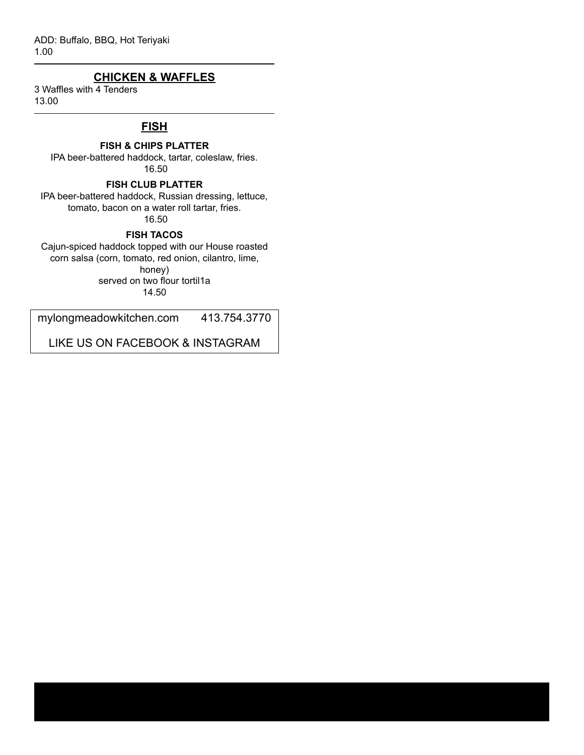ADD: Buffalo, BBQ, Hot Teriyaki
1.00

## CHICKEN & WAFFLES

3 Waffles with 4 Tenders
13.00

## FISH

**FISH & CHIPS PLATTER**

IPA beer-battered haddock, tartar, coleslaw, fries.
16.50

**FISH CLUB PLATTER**

IPA beer-battered haddock, Russian dressing, lettuce, tomato, bacon on a water roll tartar, fries.
16.50

**FISH TACOS**

Cajun-spiced haddock topped with our House roasted corn salsa (corn, tomato, red onion, cilantro, lime, honey)
served on two flour tortil1a
14.50

mylongmeadowkitchen.com 413.754.3770

LIKE US ON FACEBOOK & INSTAGRAM